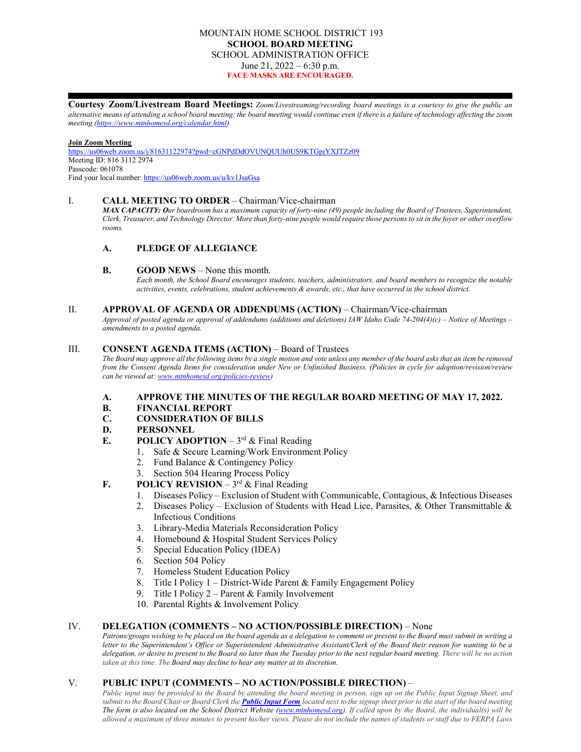MOUNTAIN HOME SCHOOL DISTRICT 193
**SCHOOL BOARD MEETING**
SCHOOL ADMINISTRATION OFFICE
June 21, 2022 – 6:30 p.m.
**FACE MASKS ARE ENCOURAGED.**

---

**Courtesy Zoom/Livestream Board Meetings:** *Zoom/Livestreaming/recording board meetings is a courtesy to give the public an alternative means of attending a school board meeting; the board meeting would continue even if there is a failure of technology affecting the zoom meeting (https://www.mtnhomesd.org/calendar.html).*

**Join Zoom Meeting**
https://us06web.zoom.us/j/81631122974?pwd=cGNPdDdOVUNQUUh0US9KTGpjYXJTZz09
Meeting ID: 816 3112 2974
Passcode: 061078
Find your local number: https://us06web.zoom.us/u/kv1JsaGsa

## I. CALL MEETING TO ORDER – Chairman/Vice-chairman

***MAX CAPACITY: O****ur boardroom has a maximum capacity of forty-nine (49) people including the Board of Trustees, Superintendent, Clerk, Treasurer, and Technology Director. More than forty-nine people would require those persons to sit in the foyer or other overflow rooms.*

**A. PLEDGE OF ALLEGIANCE**

**B. GOOD NEWS** – None this month.
*Each month, the School Board encourages students, teachers, administrators, and board members to recognize the notable activities, events, celebrations, student achievements & awards, etc., that have occurred in the school district.*

## II. APPROVAL OF AGENDA OR ADDENDUMS (ACTION) – Chairman/Vice-chairman

*Approval of posted agenda or approval of addendums (additions and deletions) IAW Idaho Code 74-204(4)(c) – Notice of Meetings – amendments to a posted agenda.*

## III. CONSENT AGENDA ITEMS (ACTION) – Board of Trustees

*The Board may approve all the following items by a single motion and vote unless any member of the board asks that an item be removed from the Consent Agenda Items for consideration under New or Unfinished Business. (Policies in cycle for adoption/revision/review can be viewed at: www.mtnhomesd.org/policies-review)*

**A. APPROVE THE MINUTES OF THE REGULAR BOARD MEETING OF MAY 17, 2022.**
**B. FINANCIAL REPORT**
**C. CONSIDERATION OF BILLS**
**D. PERSONNEL**
**E. POLICY ADOPTION** – 3rd & Final Reading
1. Safe & Secure Learning/Work Environment Policy
2. Fund Balance & Contingency Policy
3. Section 504 Hearing Process Policy

**F. POLICY REVISION** – 3rd & Final Reading
1. Diseases Policy – Exclusion of Student with Communicable, Contagious, & Infectious Diseases
2. Diseases Policy – Exclusion of Students with Head Lice, Parasites, & Other Transmittable & Infectious Conditions
3. Library-Media Materials Reconsideration Policy
4. Homebound & Hospital Student Services Policy
5. Special Education Policy (IDEA)
6. Section 504 Policy
7. Homeless Student Education Policy
8. Title I Policy 1 – District-Wide Parent & Family Engagement Policy
9. Title I Policy 2 – Parent & Family Involvement
10. Parental Rights & Involvement Policy

## IV. DELEGATION (COMMENTS – NO ACTION/POSSIBLE DIRECTION) – None

*Patrons/groups wishing to be placed on the board agenda as a delegation to comment or present to the Board must submit in writing a letter to the Superintendent's Office or Superintendent Administrative Assistant/Clerk of the Board their reason for wanting to be a delegation, or desire to present to the Board no later than the Tuesday prior to the next regular board meeting. There will be no action taken at this time. The Board may decline to hear any matter at its discretion.*

## V. PUBLIC INPUT (COMMENTS – NO ACTION/POSSIBLE DIRECTION) –

*Public input may be provided to the Board by attending the board meeting in person, sign up on the Public Input Signup Sheet, and submit to the Board Chair or Board Clerk the* ***Public Input Form*** *located next to the signup sheet prior to the start of the board meeting The form is also located on the School District Website (www.mtnhomesd.org). If called upon by the Board, the individual(s) will be allowed a maximum of three minutes to present his/her views. Please do not include the names of students or staff due to FERPA Laws*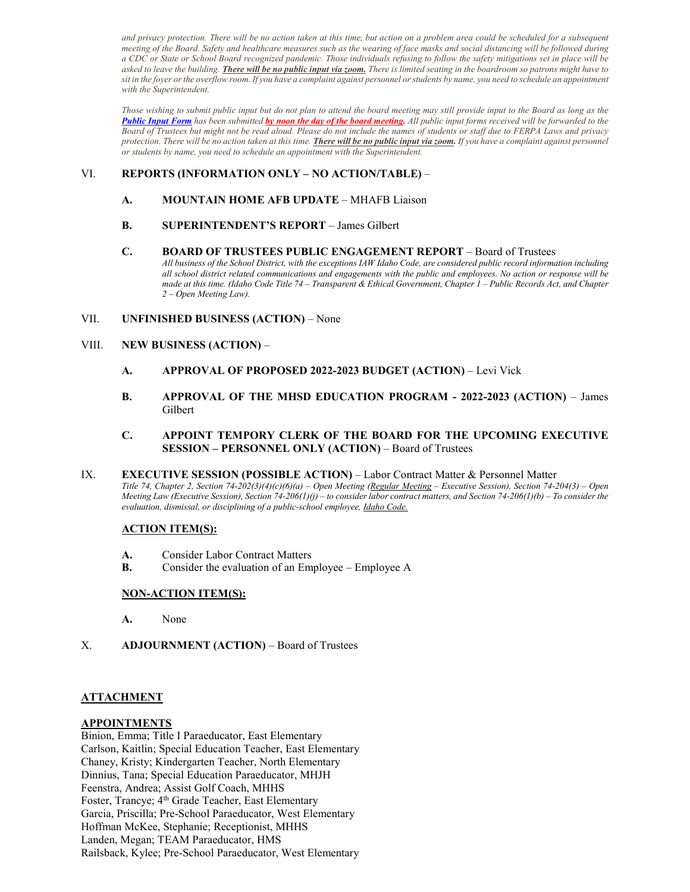*and privacy protection. There will be no action taken at this time, but action on a problem area could be scheduled for a subsequent meeting of the Board. Safety and healthcare measures such as the wearing of face masks and social distancing will be followed during a CDC or State or School Board recognized pandemic. Those individuals refusing to follow the safety mitigations set in place will be asked to leave the building.* ***There will be no public input via zoom.*** *There is limited seating in the boardroom so patrons might have to sit in the foyer or the overflow room. If you have a complaint against personnel or students by name, you need to schedule an appointment with the Superintendent.*

*Those wishing to submit public input but do not plan to attend the board meeting may still provide input to the Board as long as the* ***Public Input Form*** *has been submitted* ***by noon the day of the board meeting.*** *All public input forms received will be forwarded to the Board of Trustees but might not be read aloud. Please do not include the names of students or staff due to FERPA Laws and privacy protection. There will be no action taken at this time.* ***There will be no public input via zoom.*** *If you have a complaint against personnel or students by name, you need to schedule an appointment with the Superintendent.*

VI. **REPORTS (INFORMATION ONLY – NO ACTION/TABLE)** –

**A. MOUNTAIN HOME AFB UPDATE** – MHAFB Liaison

**B. SUPERINTENDENT'S REPORT** – James Gilbert

**C. BOARD OF TRUSTEES PUBLIC ENGAGEMENT REPORT** – Board of Trustees
*All business of the School District, with the exceptions IAW Idaho Code, are considered public record information including all school district related communications and engagements with the public and employees. No action or response will be made at this time. (Idaho Code Title 74 – Transparent & Ethical Government, Chapter 1 – Public Records Act, and Chapter 2 – Open Meeting Law).*

VII. **UNFINISHED BUSINESS (ACTION)** – None

VIII. **NEW BUSINESS (ACTION)** –

**A. APPROVAL OF PROPOSED 2022-2023 BUDGET (ACTION)** – Levi Vick

**B. APPROVAL OF THE MHSD EDUCATION PROGRAM - 2022-2023 (ACTION)** – James Gilbert

**C. APPOINT TEMPORY CLERK OF THE BOARD FOR THE UPCOMING EXECUTIVE SESSION – PERSONNEL ONLY (ACTION)** – Board of Trustees

IX. **EXECUTIVE SESSION (POSSIBLE ACTION)** – Labor Contract Matter & Personnel Matter
*Title 74, Chapter 2, Section 74-202(3)(4)(c)(6)(a) – Open Meeting (Regular Meeting – Executive Session), Section 74-204(3) – Open Meeting Law (Executive Session), Section 74-206(1)(j) – to consider labor contract matters, and Section 74-206(1)(b) – To consider the evaluation, dismissal, or disciplining of a public-school employee, Idaho Code.*

**ACTION ITEM(S):**

**A.** Consider Labor Contract Matters
**B.** Consider the evaluation of an Employee – Employee A

**NON-ACTION ITEM(S):**

**A.** None

X. **ADJOURNMENT (ACTION)** – Board of Trustees

**ATTACHMENT**

**APPOINTMENTS**

Binion, Emma; Title I Paraeducator, East Elementary
Carlson, Kaitlin; Special Education Teacher, East Elementary
Chaney, Kristy; Kindergarten Teacher, North Elementary
Dinnius, Tana; Special Education Paraeducator, MHJH
Feenstra, Andrea; Assist Golf Coach, MHHS
Foster, Trancye; 4th Grade Teacher, East Elementary
Garcia, Priscilla; Pre-School Paraeducator, West Elementary
Hoffman McKee, Stephanie; Receptionist, MHHS
Landen, Megan; TEAM Paraeducator, HMS
Railsback, Kylee; Pre-School Paraeducator, West Elementary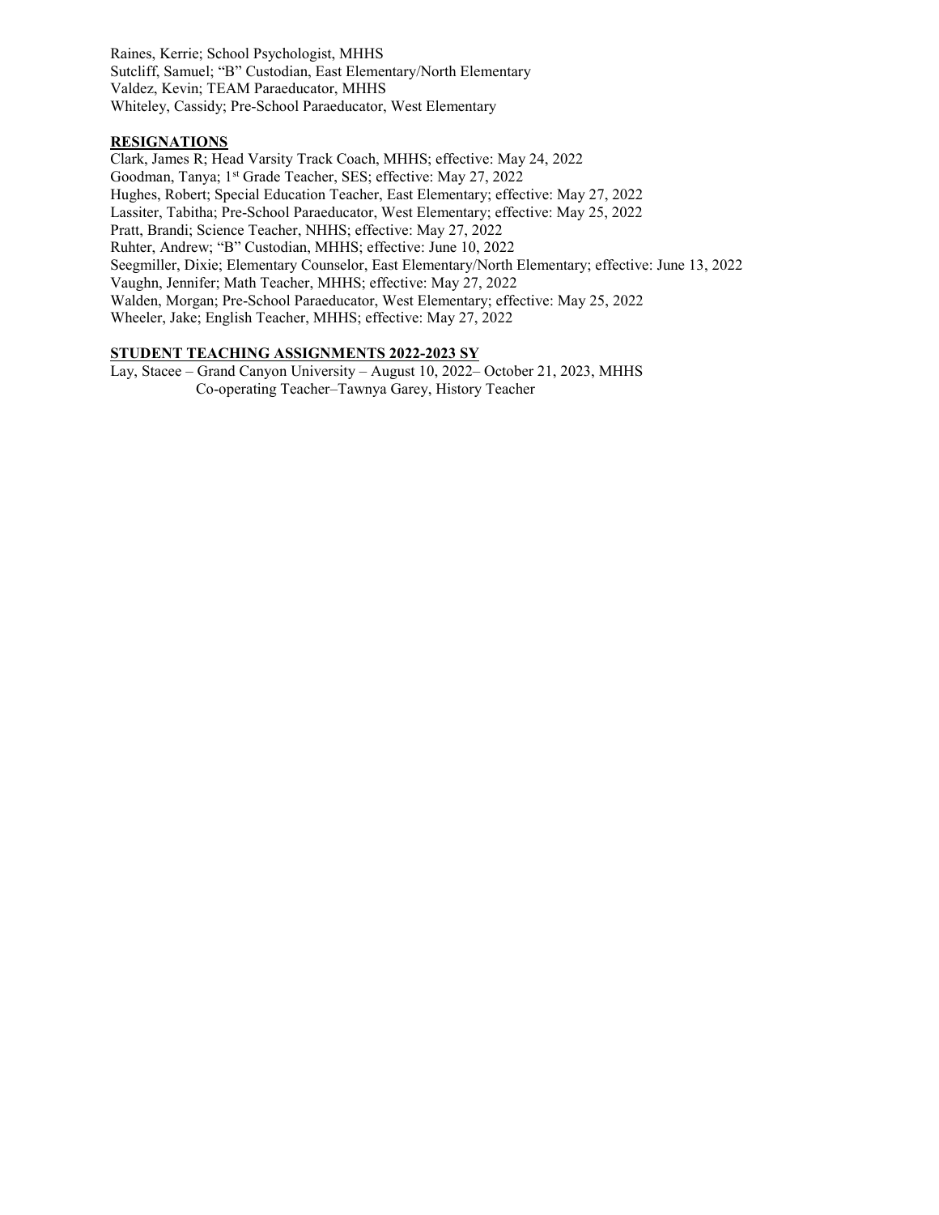Raines, Kerrie; School Psychologist, MHHS
Sutcliff, Samuel; "B" Custodian, East Elementary/North Elementary
Valdez, Kevin; TEAM Paraeducator, MHHS
Whiteley, Cassidy; Pre-School Paraeducator, West Elementary

**RESIGNATIONS**

Clark, James R; Head Varsity Track Coach, MHHS; effective: May 24, 2022
Goodman, Tanya; 1st Grade Teacher, SES; effective: May 27, 2022
Hughes, Robert; Special Education Teacher, East Elementary; effective: May 27, 2022
Lassiter, Tabitha; Pre-School Paraeducator, West Elementary; effective: May 25, 2022
Pratt, Brandi; Science Teacher, NHHS; effective: May 27, 2022
Ruhter, Andrew; "B" Custodian, MHHS; effective: June 10, 2022
Seegmiller, Dixie; Elementary Counselor, East Elementary/North Elementary; effective: June 13, 2022
Vaughn, Jennifer; Math Teacher, MHHS; effective: May 27, 2022
Walden, Morgan; Pre-School Paraeducator, West Elementary; effective: May 25, 2022
Wheeler, Jake; English Teacher, MHHS; effective: May 27, 2022

**STUDENT TEACHING ASSIGNMENTS 2022-2023 SY**

Lay, Stacee – Grand Canyon University – August 10, 2022– October 21, 2023, MHHS
Co-operating Teacher–Tawnya Garey, History Teacher